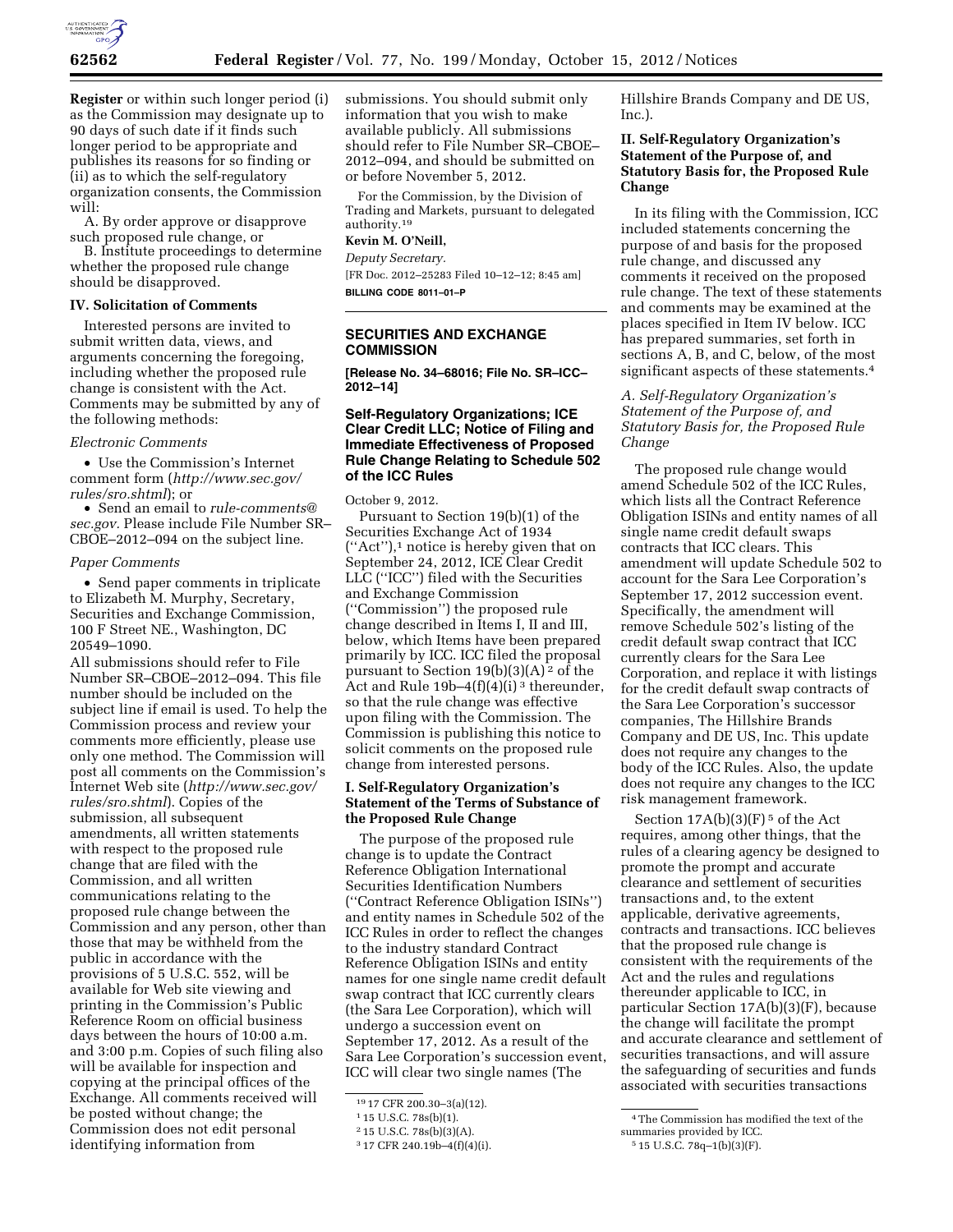**Register** or within such longer period (i) as the Commission may designate up to 90 days of such date if it finds such longer period to be appropriate and publishes its reasons for so finding or (ii) as to which the self-regulatory organization consents, the Commission will:

A. By order approve or disapprove such proposed rule change, or

B. Institute proceedings to determine whether the proposed rule change should be disapproved.

## IV. Solicitation of Comments

Interested persons are invited to submit written data, views, and arguments concerning the foregoing, including whether the proposed rule change is consistent with the Act. Comments may be submitted by any of the following methods:

*Electronic Comments*

- Use the Commission's Internet comment form (*http://www.sec.gov/rules/sro.shtml*); or
- Send an email to *rule-comments@sec.gov.* Please include File Number SR–CBOE–2012–094 on the subject line.

*Paper Comments*

- Send paper comments in triplicate to Elizabeth M. Murphy, Secretary, Securities and Exchange Commission, 100 F Street NE., Washington, DC 20549–1090.

All submissions should refer to File Number SR–CBOE–2012–094. This file number should be included on the subject line if email is used. To help the Commission process and review your comments more efficiently, please use only one method. The Commission will post all comments on the Commission's Internet Web site (*http://www.sec.gov/rules/sro.shtml*). Copies of the submission, all subsequent amendments, all written statements with respect to the proposed rule change that are filed with the Commission, and all written communications relating to the proposed rule change between the Commission and any person, other than those that may be withheld from the public in accordance with the provisions of 5 U.S.C. 552, will be available for Web site viewing and printing in the Commission's Public Reference Room on official business days between the hours of 10:00 a.m. and 3:00 p.m. Copies of such filing also will be available for inspection and copying at the principal offices of the Exchange. All comments received will be posted without change; the Commission does not edit personal identifying information from submissions. You should submit only information that you wish to make available publicly. All submissions should refer to File Number SR–CBOE–2012–094, and should be submitted on or before November 5, 2012.

For the Commission, by the Division of Trading and Markets, pursuant to delegated authority.[19]

**Kevin M. O'Neill,**

*Deputy Secretary.*

[FR Doc. 2012–25283 Filed 10–12–12; 8:45 am]

**BILLING CODE 8011–01–P**

[19] 17 CFR 200.30–3(a)(12).

---

## SECURITIES AND EXCHANGE COMMISSION

**[Release No. 34–68016; File No. SR–ICC–2012–14]**

## Self-Regulatory Organizations; ICE Clear Credit LLC; Notice of Filing and Immediate Effectiveness of Proposed Rule Change Relating to Schedule 502 of the ICC Rules

October 9, 2012.

Pursuant to Section 19(b)(1) of the Securities Exchange Act of 1934 ("Act"),[1] notice is hereby given that on September 24, 2012, ICE Clear Credit LLC ("ICC") filed with the Securities and Exchange Commission ("Commission") the proposed rule change described in Items I, II and III, below, which Items have been prepared primarily by ICC. ICC filed the proposal pursuant to Section 19(b)(3)(A)[2] of the Act and Rule 19b–4(f)(4)(i)[3] thereunder, so that the rule change was effective upon filing with the Commission. The Commission is publishing this notice to solicit comments on the proposed rule change from interested persons.

### I. Self-Regulatory Organization's Statement of the Terms of Substance of the Proposed Rule Change

The purpose of the proposed rule change is to update the Contract Reference Obligation International Securities Identification Numbers ("Contract Reference Obligation ISINs") and entity names in Schedule 502 of the ICC Rules in order to reflect the changes to the industry standard Contract Reference Obligation ISINs and entity names for one single name credit default swap contract that ICC currently clears (the Sara Lee Corporation), which will undergo a succession event on September 17, 2012. As a result of the Sara Lee Corporation's succession event, ICC will clear two single names (The Hillshire Brands Company and DE US, Inc.).

### II. Self-Regulatory Organization's Statement of the Purpose of, and Statutory Basis for, the Proposed Rule Change

In its filing with the Commission, ICC included statements concerning the purpose of and basis for the proposed rule change, and discussed any comments it received on the proposed rule change. The text of these statements and comments may be examined at the places specified in Item IV below. ICC has prepared summaries, set forth in sections A, B, and C, below, of the most significant aspects of these statements.[4]

*A. Self-Regulatory Organization's Statement of the Purpose of, and Statutory Basis for, the Proposed Rule Change*

The proposed rule change would amend Schedule 502 of the ICC Rules, which lists all the Contract Reference Obligation ISINs and entity names of all single name credit default swaps contracts that ICC clears. This amendment will update Schedule 502 to account for the Sara Lee Corporation's September 17, 2012 succession event. Specifically, the amendment will remove Schedule 502's listing of the credit default swap contract that ICC currently clears for the Sara Lee Corporation, and replace it with listings for the credit default swap contracts of the Sara Lee Corporation's successor companies, The Hillshire Brands Company and DE US, Inc. This update does not require any changes to the body of the ICC Rules. Also, the update does not require any changes to the ICC risk management framework.

Section 17A(b)(3)(F)[5] of the Act requires, among other things, that the rules of a clearing agency be designed to promote the prompt and accurate clearance and settlement of securities transactions and, to the extent applicable, derivative agreements, contracts and transactions. ICC believes that the proposed rule change is consistent with the requirements of the Act and the rules and regulations thereunder applicable to ICC, in particular Section 17A(b)(3)(F), because the change will facilitate the prompt and accurate clearance and settlement of securities transactions, and will assure the safeguarding of securities and funds associated with securities transactions

[1] 15 U.S.C. 78s(b)(1).

[2] 15 U.S.C. 78s(b)(3)(A).

[3] 17 CFR 240.19b–4(f)(4)(i).

[4] The Commission has modified the text of the summaries provided by ICC.

[5] 15 U.S.C. 78q–1(b)(3)(F).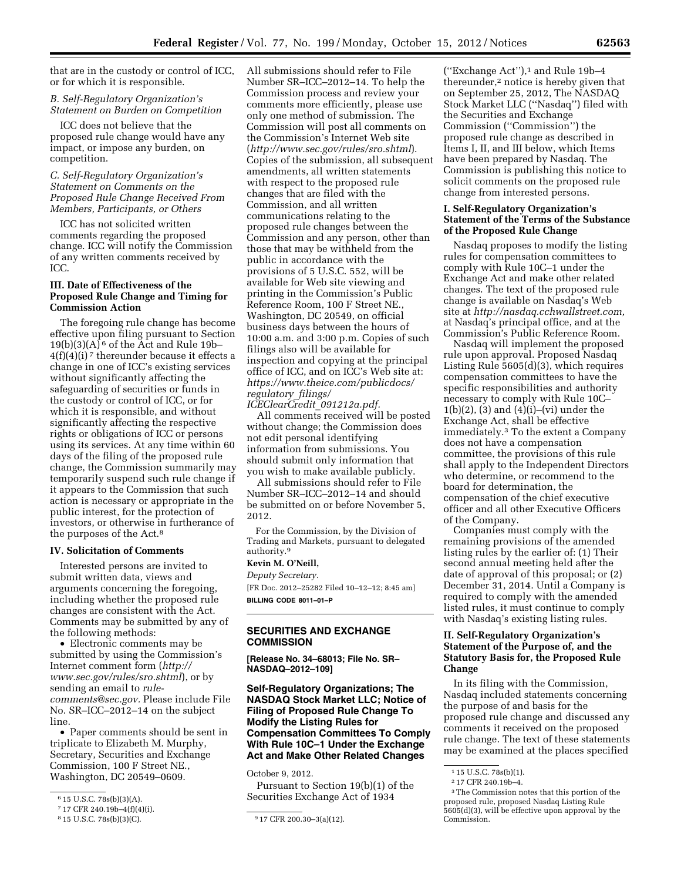that are in the custody or control of ICC, or for which it is responsible.

### *B. Self-Regulatory Organization's Statement on Burden on Competition*

ICC does not believe that the proposed rule change would have any impact, or impose any burden, on competition.

### *C. Self-Regulatory Organization's Statement on Comments on the Proposed Rule Change Received From Members, Participants, or Others*

ICC has not solicited written comments regarding the proposed change. ICC will notify the Commission of any written comments received by ICC.

### III. Date of Effectiveness of the Proposed Rule Change and Timing for Commission Action

The foregoing rule change has become effective upon filing pursuant to Section 19(b)(3)(A)[6] of the Act and Rule 19b–4(f)(4)(i)[7] thereunder because it effects a change in one of ICC's existing services without significantly affecting the safeguarding of securities or funds in the custody or control of ICC, or for which it is responsible, and without significantly affecting the respective rights or obligations of ICC or persons using its services. At any time within 60 days of the filing of the proposed rule change, the Commission summarily may temporarily suspend such rule change if it appears to the Commission that such action is necessary or appropriate in the public interest, for the protection of investors, or otherwise in furtherance of the purposes of the Act.[8]

### IV. Solicitation of Comments

Interested persons are invited to submit written data, views and arguments concerning the foregoing, including whether the proposed rule changes are consistent with the Act. Comments may be submitted by any of the following methods:

- Electronic comments may be submitted by using the Commission's Internet comment form (*http://www.sec.gov/rules/sro.shtml*), or by sending an email to *rule-comments@sec.gov*. Please include File No. SR–ICC–2012–14 on the subject line.
- Paper comments should be sent in triplicate to Elizabeth M. Murphy, Secretary, Securities and Exchange Commission, 100 F Street NE., Washington, DC 20549–0609.

All submissions should refer to File Number SR–ICC–2012–14. To help the Commission process and review your comments more efficiently, please use only one method of submission. The Commission will post all comments on the Commission's Internet Web site (*http://www.sec.gov/rules/sro.shtml*). Copies of the submission, all subsequent amendments, all written statements with respect to the proposed rule changes that are filed with the Commission, and all written communications relating to the proposed rule changes between the Commission and any person, other than those that may be withheld from the public in accordance with the provisions of 5 U.S.C. 552, will be available for Web site viewing and printing in the Commission's Public Reference Room, 100 F Street NE., Washington, DC 20549, on official business days between the hours of 10:00 a.m. and 3:00 p.m. Copies of such filings also will be available for inspection and copying at the principal office of ICC, and on ICC's Web site at: *https://www.theice.com/publicdocs/regulatory_filings/ICEClearCredit_091212a.pdf.*

All comments received will be posted without change; the Commission does not edit personal identifying information from submissions. You should submit only information that you wish to make available publicly.

All submissions should refer to File Number SR–ICC–2012–14 and should be submitted on or before November 5, 2012.

For the Commission, by the Division of Trading and Markets, pursuant to delegated authority.[9]

**Kevin M. O'Neill,**

*Deputy Secretary.*

[FR Doc. 2012–25282 Filed 10–12–12; 8:45 am]

**BILLING CODE 8011–01–P**

---

[6] 15 U.S.C. 78s(b)(3)(A).

[7] 17 CFR 240.19b–4(f)(4)(i).

[8] 15 U.S.C. 78s(b)(3)(C).

[9] 17 CFR 200.30–3(a)(12).

---

## SECURITIES AND EXCHANGE COMMISSION

**[Release No. 34–68013; File No. SR–NASDAQ–2012–109]**

## Self-Regulatory Organizations; The NASDAQ Stock Market LLC; Notice of Filing of Proposed Rule Change To Modify the Listing Rules for Compensation Committees To Comply With Rule 10C–1 Under the Exchange Act and Make Other Related Changes

October 9, 2012.

Pursuant to Section 19(b)(1) of the Securities Exchange Act of 1934 (''Exchange Act''),[1] and Rule 19b–4 thereunder,[2] notice is hereby given that on September 25, 2012, The NASDAQ Stock Market LLC (''Nasdaq'') filed with the Securities and Exchange Commission (''Commission'') the proposed rule change as described in Items I, II, and III below, which Items have been prepared by Nasdaq. The Commission is publishing this notice to solicit comments on the proposed rule change from interested persons.

### I. Self-Regulatory Organization's Statement of the Terms of the Substance of the Proposed Rule Change

Nasdaq proposes to modify the listing rules for compensation committees to comply with Rule 10C–1 under the Exchange Act and make other related changes. The text of the proposed rule change is available on Nasdaq's Web site at *http://nasdaq.cchwallstreet.com,* at Nasdaq's principal office, and at the Commission's Public Reference Room.

Nasdaq will implement the proposed rule upon approval. Proposed Nasdaq Listing Rule 5605(d)(3), which requires compensation committees to have the specific responsibilities and authority necessary to comply with Rule 10C–1(b)(2), (3) and (4)(i)–(vi) under the Exchange Act, shall be effective immediately.[3] To the extent a Company does not have a compensation committee, the provisions of this rule shall apply to the Independent Directors who determine, or recommend to the board for determination, the compensation of the chief executive officer and all other Executive Officers of the Company.

Companies must comply with the remaining provisions of the amended listing rules by the earlier of: (1) Their second annual meeting held after the date of approval of this proposal; or (2) December 31, 2014. Until a Company is required to comply with the amended listed rules, it must continue to comply with Nasdaq's existing listing rules.

### II. Self-Regulatory Organization's Statement of the Purpose of, and the Statutory Basis for, the Proposed Rule Change

In its filing with the Commission, Nasdaq included statements concerning the purpose of and basis for the proposed rule change and discussed any comments it received on the proposed rule change. The text of these statements may be examined at the places specified

---

[1] 15 U.S.C. 78s(b)(1).

[2] 17 CFR 240.19b–4.

[3] The Commission notes that this portion of the proposed rule, proposed Nasdaq Listing Rule 5605(d)(3), will be effective upon approval by the Commission.